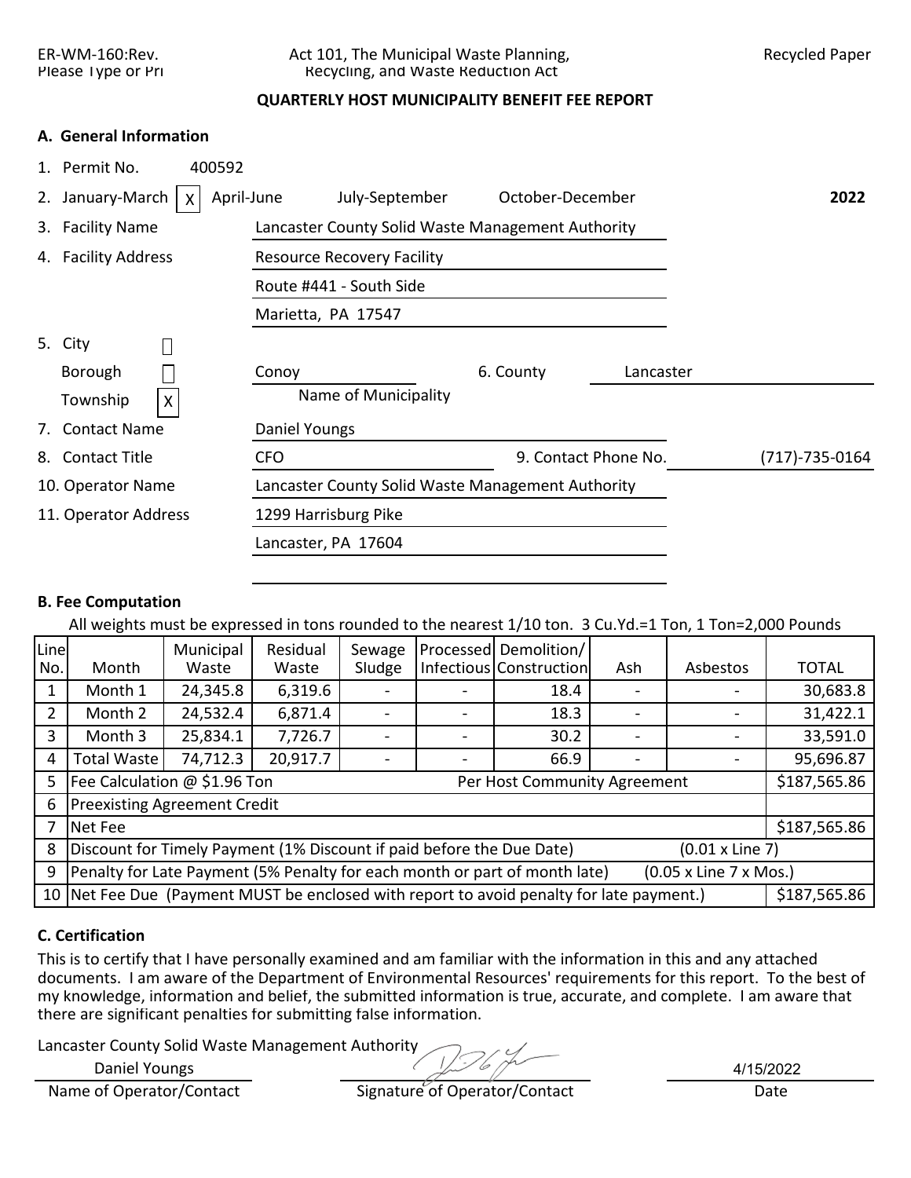ER-WM-160:Rev.
Please Type or Pri

Act 101, The Municipal Waste Planning, Recycling, and Waste Reduction Act

Recycled Paper

**QUARTERLY HOST MUNICIPALITY BENEFIT FEE REPORT**

### A. General Information

1. Permit No. 400592
2. January-March [X] April-June July-September October-December **2022**
3. Facility Name: Lancaster County Solid Waste Management Authority
4. Facility Address: Resource Recovery Facility
   Route #441 - South Side
   Marietta, PA 17547
5. City [ ]
   Borough [ ]
   Township [X]
   Conoy
   Name of Municipality
6. County: Lancaster
7. Contact Name: Daniel Youngs
8. Contact Title: CFO
9. Contact Phone No.: (717)-735-0164
10. Operator Name: Lancaster County Solid Waste Management Authority
11. Operator Address: 1299 Harrisburg Pike
    Lancaster, PA 17604

### B. Fee Computation

All weights must be expressed in tons rounded to the nearest 1/10 ton. 3 Cu.Yd.=1 Ton, 1 Ton=2,000 Pounds

| Line No. | Month | Municipal Waste | Residual Waste | Sewage Sludge | Processed Infectious | Demolition/ Construction | Ash | Asbestos | TOTAL |
|---|---|---|---|---|---|---|---|---|---|
| 1 | Month 1 | 24,345.8 | 6,319.6 | - | - | 18.4 | - | - | 30,683.8 |
| 2 | Month 2 | 24,532.4 | 6,871.4 | - | - | 18.3 | - | - | 31,422.1 |
| 3 | Month 3 | 25,834.1 | 7,726.7 | - | - | 30.2 | - | - | 33,591.0 |
| 4 | Total Waste | 74,712.3 | 20,917.7 | - | - | 66.9 | - | - | 95,696.87 |
| 5 | Fee Calculation @ $1.96 Ton | | | | Per Host Community Agreement | | | | $187,565.86 |
| 6 | Preexisting Agreement Credit | | | | | | | | |
| 7 | Net Fee | | | | | | | | $187,565.86 |
| 8 | Discount for Timely Payment (1% Discount if paid before the Due Date) | | | | | | | (0.01 x Line 7) | |
| 9 | Penalty for Late Payment (5% Penalty for each month or part of month late) | | | | | | | (0.05 x Line 7 x Mos.) | |
| 10 | Net Fee Due (Payment MUST be enclosed with report to avoid penalty for late payment.) | | | | | | | | $187,565.86 |

### C. Certification

This is to certify that I have personally examined and am familiar with the information in this and any attached documents. I am aware of the Department of Environmental Resources' requirements for this report. To the best of my knowledge, information and belief, the submitted information is true, accurate, and complete. I am aware that there are significant penalties for submitting false information.

| Lancaster County Solid Waste Management Authority<br>Daniel Youngs | [Signature] | 4/15/2022 |
|---|---|---|
| Name of Operator/Contact | Signature of Operator/Contact | Date |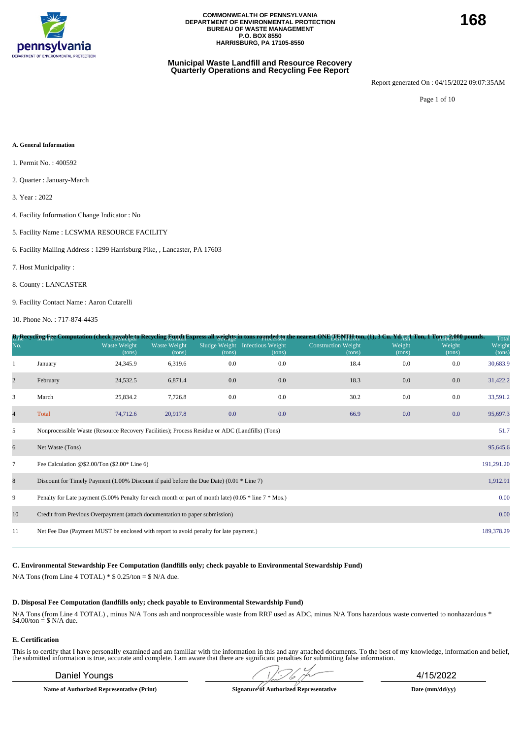COMMONWEALTH OF PENNSYLVANIA
DEPARTMENT OF ENVIRONMENTAL PROTECTION
BUREAU OF WASTE MANAGEMENT
P.O. BOX 8550
HARRISBURG, PA 17105-8550

168

## Municipal Waste Landfill and Resource Recovery Quarterly Operations and Recycling Fee Report

Report generated On : 04/15/2022 09:07:35AM

**A. General Information**

1. Permit No. : 400592
2. Quarter : January-March
3. Year : 2022
4. Facility Information Change Indicator : No
5. Facility Name : LCSWMA RESOURCE FACILITY
6. Facility Mailing Address : 1299 Harrisburg Pike, , Lancaster, PA 17603
7. Host Municipality :
8. County : LANCASTER
9. Facility Contact Name : Aaron Cutarelli
10. Phone No. : 717-874-4435

**B. Recycling Fee Computation (check payable to Recycling Fund) Express all weights in tons rounded to the nearest ONE-TENTH ton, (1), 3 Cu. Yd. = 1 Ton, 1 Ton = 2,000 pounds.**

| Line No. | Month | Municipal Waste Weight (tons) | Residual Waste Weight (tons) | Sewage Sludge Weight (tons) | Processed Infectious Weight (tons) | Demolition Construction Weight (tons) | Ash Weight (tons) | Asbestos Weight (tons) | Total Weight (tons) |
|---|---|---|---|---|---|---|---|---|---|
| 1 | January | 24,345.9 | 6,319.6 | 0.0 | 0.0 | 18.4 | 0.0 | 0.0 | 30,683.9 |
| 2 | February | 24,532.5 | 6,871.4 | 0.0 | 0.0 | 18.3 | 0.0 | 0.0 | 31,422.2 |
| 3 | March | 25,834.2 | 7,726.8 | 0.0 | 0.0 | 30.2 | 0.0 | 0.0 | 33,591.2 |
| 4 | Total | 74,712.6 | 20,917.8 | 0.0 | 0.0 | 66.9 | 0.0 | 0.0 | 95,697.3 |
| 5 | Nonprocessible Waste (Resource Recovery Facilities); Process Residue or ADC (Landfills) (Tons) | | | | | | | | 51.7 |
| 6 | Net Waste (Tons) | | | | | | | | 95,645.6 |
| 7 | Fee Calculation @$2.00/Ton ($2.00* Line 6) | | | | | | | | 191,291.20 |
| 8 | Discount for Timely Payment (1.00% Discount if paid before the Due Date) (0.01 * Line 7) | | | | | | | | 1,912.91 |
| 9 | Penalty for Late payment (5.00% Penalty for each month or part of month late) (0.05 * line 7 * Mos.) | | | | | | | | 0.00 |
| 10 | Credit from Previous Overpayment (attach documentation to paper submission) | | | | | | | | 0.00 |
| 11 | Net Fee Due (Payment MUST be enclosed with report to avoid penalty for late payment.) | | | | | | | | 189,378.29 |

**C. Environmental Stewardship Fee Computation (landfills only; check payable to Environmental Stewardship Fund)**

N/A Tons (from Line 4 TOTAL) * $ 0.25/ton = $ N/A due.

**D. Disposal Fee Computation (landfills only; check payable to Environmental Stewardship Fund)**

N/A Tons (from Line 4 TOTAL) , minus N/A Tons ash and nonprocessible waste from RRF used as ADC, minus N/A Tons hazardous waste converted to nonhazardous * $4.00/ton = $ N/A due.

**E. Certification**

This is to certify that I have personally examined and am familiar with the information in this and any attached documents. To the best of my knowledge, information and belief, the submitted information is true, accurate and complete. I am aware that there are significant penalties for submitting false information.

| Daniel Youngs | [signature] | 4/15/2022 |
|---|---|---|
| **Name of Authorized Representative (Print)** | **Signature of Authorized Representative** | **Date (mm/dd/yy)** |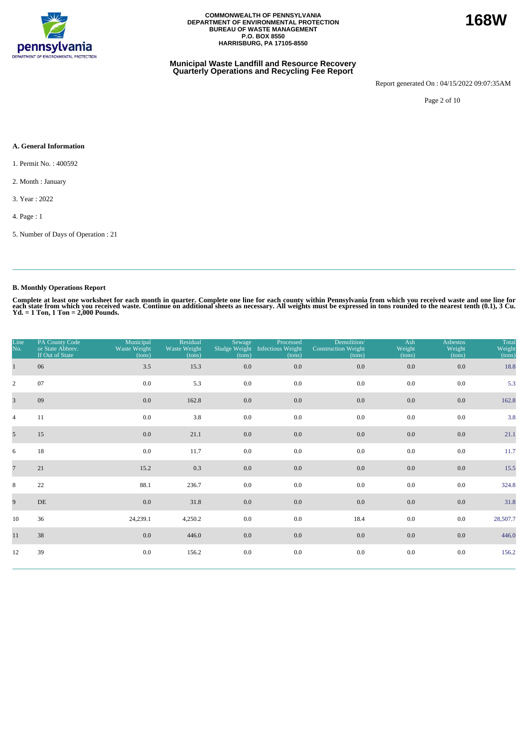**COMMONWEALTH OF PENNSYLVANIA**
**DEPARTMENT OF ENVIRONMENTAL PROTECTION**
**BUREAU OF WASTE MANAGEMENT**
**P.O. BOX 8550**
**HARRISBURG, PA 17105-8550**

**168W**

**Municipal Waste Landfill and Resource Recovery Quarterly Operations and Recycling Fee Report**

Report generated On : 04/15/2022 09:07:35AM

### A. General Information

1. Permit No. : 400592
2. Month : January
3. Year : 2022
4. Page : 1
5. Number of Days of Operation : 21

### B. Monthly Operations Report

**Complete at least one worksheet for each month in quarter. Complete one line for each county within Pennsylvania from which you received waste and one line for each state from which you received waste. Continue on additional sheets as necessary. All weights must be expressed in tons rounded to the nearest tenth (0.1), 3 Cu. Yd. = 1 Ton, 1 Ton = 2,000 Pounds.**

| Line No. | PA County Code or State Abbrev. If Out of State | Municipal Waste Weight (tons) | Residual Waste Weight (tons) | Sewage Sludge Weight (tons) | Processed Infectious Weight (tons) | Demolition/ Construction Weight (tons) | Ash Weight (tons) | Asbestos Weight (tons) | Total Weight (tons) |
|---|---|---|---|---|---|---|---|---|---|
| 1 | 06 | 3.5 | 15.3 | 0.0 | 0.0 | 0.0 | 0.0 | 0.0 | 18.8 |
| 2 | 07 | 0.0 | 5.3 | 0.0 | 0.0 | 0.0 | 0.0 | 0.0 | 5.3 |
| 3 | 09 | 0.0 | 162.8 | 0.0 | 0.0 | 0.0 | 0.0 | 0.0 | 162.8 |
| 4 | 11 | 0.0 | 3.8 | 0.0 | 0.0 | 0.0 | 0.0 | 0.0 | 3.8 |
| 5 | 15 | 0.0 | 21.1 | 0.0 | 0.0 | 0.0 | 0.0 | 0.0 | 21.1 |
| 6 | 18 | 0.0 | 11.7 | 0.0 | 0.0 | 0.0 | 0.0 | 0.0 | 11.7 |
| 7 | 21 | 15.2 | 0.3 | 0.0 | 0.0 | 0.0 | 0.0 | 0.0 | 15.5 |
| 8 | 22 | 88.1 | 236.7 | 0.0 | 0.0 | 0.0 | 0.0 | 0.0 | 324.8 |
| 9 | DE | 0.0 | 31.8 | 0.0 | 0.0 | 0.0 | 0.0 | 0.0 | 31.8 |
| 10 | 36 | 24,239.1 | 4,250.2 | 0.0 | 0.0 | 18.4 | 0.0 | 0.0 | 28,507.7 |
| 11 | 38 | 0.0 | 446.0 | 0.0 | 0.0 | 0.0 | 0.0 | 0.0 | 446.0 |
| 12 | 39 | 0.0 | 156.2 | 0.0 | 0.0 | 0.0 | 0.0 | 0.0 | 156.2 |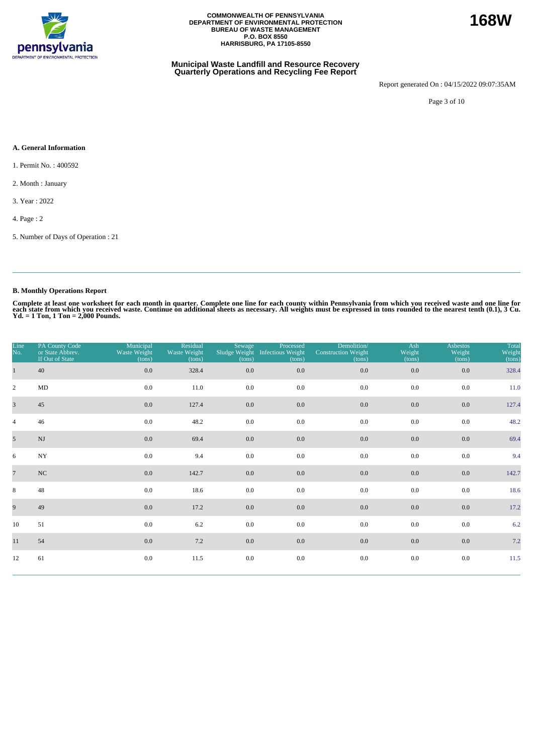COMMONWEALTH OF PENNSYLVANIA
DEPARTMENT OF ENVIRONMENTAL PROTECTION
BUREAU OF WASTE MANAGEMENT
P.O. BOX 8550
HARRISBURG, PA 17105-8550

**168W**

## Municipal Waste Landfill and Resource Recovery Quarterly Operations and Recycling Fee Report

Report generated On : 04/15/2022 09:07:35AM

### A. General Information

1. Permit No. : 400592

2. Month : January

3. Year : 2022

4. Page : 2

5. Number of Days of Operation : 21

### B. Monthly Operations Report

**Complete at least one worksheet for each month in quarter. Complete one line for each county within Pennsylvania from which you received waste and one line for each state from which you received waste. Continue on additional sheets as necessary. All weights must be expressed in tons rounded to the nearest tenth (0.1), 3 Cu. Yd. = 1 Ton, 1 Ton = 2,000 Pounds.**

| Line No. | PA County Code or State Abbrev. If Out of State | Municipal Waste Weight (tons) | Residual Waste Weight (tons) | Sewage Sludge Weight (tons) | Processed Infectious Weight (tons) | Demolition/ Construction Weight (tons) | Ash Weight (tons) | Asbestos Weight (tons) | Total Weight (tons) |
|---|---|---|---|---|---|---|---|---|---|
| 1 | 40 | 0.0 | 328.4 | 0.0 | 0.0 | 0.0 | 0.0 | 0.0 | 328.4 |
| 2 | MD | 0.0 | 11.0 | 0.0 | 0.0 | 0.0 | 0.0 | 0.0 | 11.0 |
| 3 | 45 | 0.0 | 127.4 | 0.0 | 0.0 | 0.0 | 0.0 | 0.0 | 127.4 |
| 4 | 46 | 0.0 | 48.2 | 0.0 | 0.0 | 0.0 | 0.0 | 0.0 | 48.2 |
| 5 | NJ | 0.0 | 69.4 | 0.0 | 0.0 | 0.0 | 0.0 | 0.0 | 69.4 |
| 6 | NY | 0.0 | 9.4 | 0.0 | 0.0 | 0.0 | 0.0 | 0.0 | 9.4 |
| 7 | NC | 0.0 | 142.7 | 0.0 | 0.0 | 0.0 | 0.0 | 0.0 | 142.7 |
| 8 | 48 | 0.0 | 18.6 | 0.0 | 0.0 | 0.0 | 0.0 | 0.0 | 18.6 |
| 9 | 49 | 0.0 | 17.2 | 0.0 | 0.0 | 0.0 | 0.0 | 0.0 | 17.2 |
| 10 | 51 | 0.0 | 6.2 | 0.0 | 0.0 | 0.0 | 0.0 | 0.0 | 6.2 |
| 11 | 54 | 0.0 | 7.2 | 0.0 | 0.0 | 0.0 | 0.0 | 0.0 | 7.2 |
| 12 | 61 | 0.0 | 11.5 | 0.0 | 0.0 | 0.0 | 0.0 | 0.0 | 11.5 |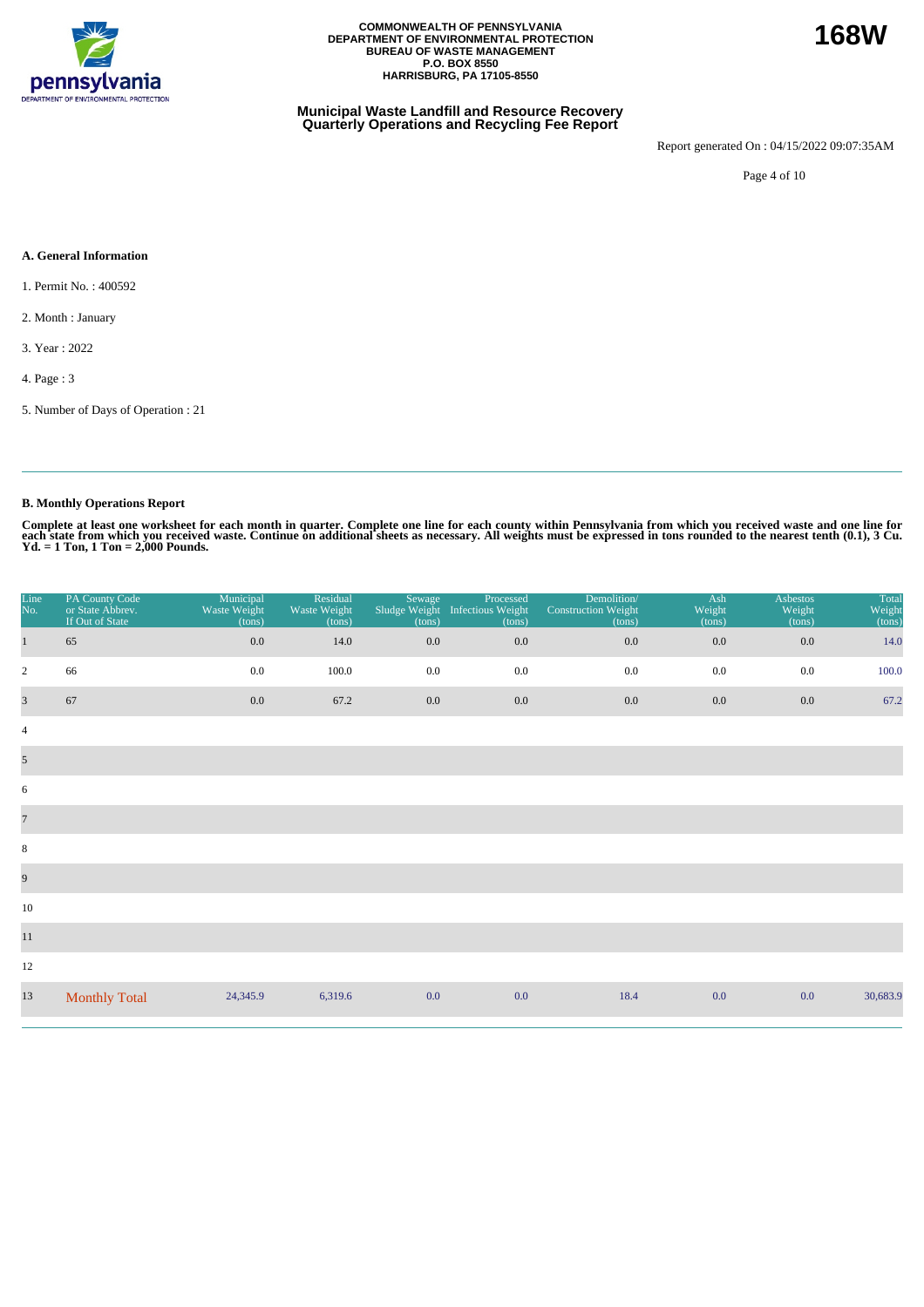COMMONWEALTH OF PENNSYLVANIA
DEPARTMENT OF ENVIRONMENTAL PROTECTION
BUREAU OF WASTE MANAGEMENT
P.O. BOX 8550
HARRISBURG, PA 17105-8550

**168W**

## Municipal Waste Landfill and Resource Recovery Quarterly Operations and Recycling Fee Report

Report generated On : 04/15/2022 09:07:35AM

### A. General Information

1. Permit No. : 400592
2. Month : January
3. Year : 2022
4. Page : 3
5. Number of Days of Operation : 21

### B. Monthly Operations Report

**Complete at least one worksheet for each month in quarter. Complete one line for each county within Pennsylvania from which you received waste and one line for each state from which you received waste. Continue on additional sheets as necessary. All weights must be expressed in tons rounded to the nearest tenth (0.1), 3 Cu. Yd. = 1 Ton, 1 Ton = 2,000 Pounds.**

| Line No. | PA County Code or State Abbrev. If Out of State | Municipal Waste Weight (tons) | Residual Waste Weight (tons) | Sewage Sludge Weight (tons) | Processed Infectious Weight (tons) | Demolition/ Construction Weight (tons) | Ash Weight (tons) | Asbestos Weight (tons) | Total Weight (tons) |
|---|---|---|---|---|---|---|---|---|---|
| 1 | 65 | 0.0 | 14.0 | 0.0 | 0.0 | 0.0 | 0.0 | 0.0 | 14.0 |
| 2 | 66 | 0.0 | 100.0 | 0.0 | 0.0 | 0.0 | 0.0 | 0.0 | 100.0 |
| 3 | 67 | 0.0 | 67.2 | 0.0 | 0.0 | 0.0 | 0.0 | 0.0 | 67.2 |
| 4 | | | | | | | | | |
| 5 | | | | | | | | | |
| 6 | | | | | | | | | |
| 7 | | | | | | | | | |
| 8 | | | | | | | | | |
| 9 | | | | | | | | | |
| 10 | | | | | | | | | |
| 11 | | | | | | | | | |
| 12 | | | | | | | | | |
| 13 | Monthly Total | 24,345.9 | 6,319.6 | 0.0 | 0.0 | 18.4 | 0.0 | 0.0 | 30,683.9 |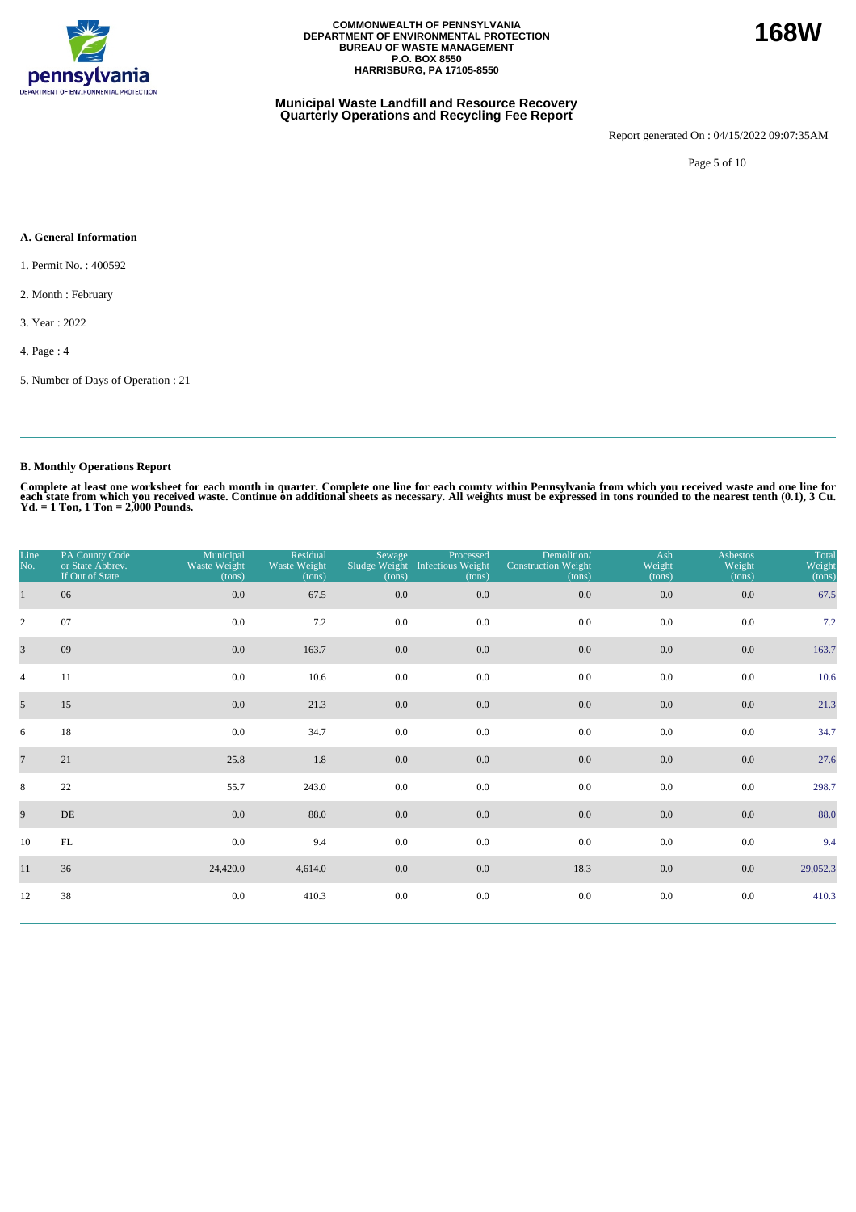COMMONWEALTH OF PENNSYLVANIA
DEPARTMENT OF ENVIRONMENTAL PROTECTION
BUREAU OF WASTE MANAGEMENT
P.O. BOX 8550
HARRISBURG, PA 17105-8550

**168W**

### Municipal Waste Landfill and Resource Recovery Quarterly Operations and Recycling Fee Report

Report generated On : 04/15/2022 09:07:35AM

### A. General Information

1. Permit No. : 400592
2. Month : February
3. Year : 2022
4. Page : 4
5. Number of Days of Operation : 21

### B. Monthly Operations Report

**Complete at least one worksheet for each month in quarter. Complete one line for each county within Pennsylvania from which you received waste and one line for each state from which you received waste. Continue on additional sheets as necessary. All weights must be expressed in tons rounded to the nearest tenth (0.1), 3 Cu. Yd. = 1 Ton, 1 Ton = 2,000 Pounds.**

| Line No. | PA County Code or State Abbrev. If Out of State | Municipal Waste Weight (tons) | Residual Waste Weight (tons) | Sewage Sludge Weight (tons) | Processed Infectious Weight (tons) | Demolition/ Construction Weight (tons) | Ash Weight (tons) | Asbestos Weight (tons) | Total Weight (tons) |
|---|---|---|---|---|---|---|---|---|---|
| 1 | 06 | 0.0 | 67.5 | 0.0 | 0.0 | 0.0 | 0.0 | 0.0 | 67.5 |
| 2 | 07 | 0.0 | 7.2 | 0.0 | 0.0 | 0.0 | 0.0 | 0.0 | 7.2 |
| 3 | 09 | 0.0 | 163.7 | 0.0 | 0.0 | 0.0 | 0.0 | 0.0 | 163.7 |
| 4 | 11 | 0.0 | 10.6 | 0.0 | 0.0 | 0.0 | 0.0 | 0.0 | 10.6 |
| 5 | 15 | 0.0 | 21.3 | 0.0 | 0.0 | 0.0 | 0.0 | 0.0 | 21.3 |
| 6 | 18 | 0.0 | 34.7 | 0.0 | 0.0 | 0.0 | 0.0 | 0.0 | 34.7 |
| 7 | 21 | 25.8 | 1.8 | 0.0 | 0.0 | 0.0 | 0.0 | 0.0 | 27.6 |
| 8 | 22 | 55.7 | 243.0 | 0.0 | 0.0 | 0.0 | 0.0 | 0.0 | 298.7 |
| 9 | DE | 0.0 | 88.0 | 0.0 | 0.0 | 0.0 | 0.0 | 0.0 | 88.0 |
| 10 | FL | 0.0 | 9.4 | 0.0 | 0.0 | 0.0 | 0.0 | 0.0 | 9.4 |
| 11 | 36 | 24,420.0 | 4,614.0 | 0.0 | 0.0 | 18.3 | 0.0 | 0.0 | 29,052.3 |
| 12 | 38 | 0.0 | 410.3 | 0.0 | 0.0 | 0.0 | 0.0 | 0.0 | 410.3 |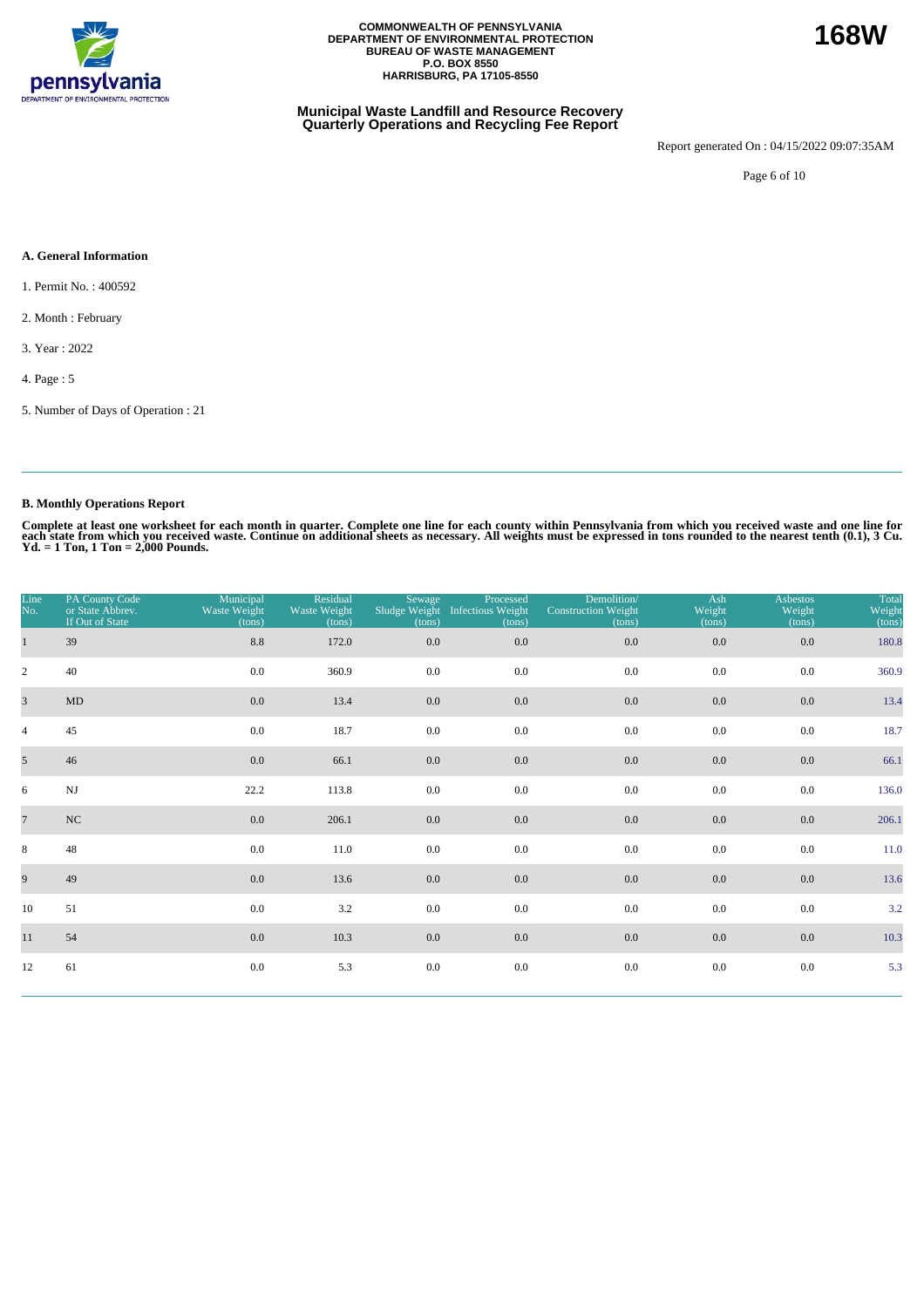COMMONWEALTH OF PENNSYLVANIA
DEPARTMENT OF ENVIRONMENTAL PROTECTION
BUREAU OF WASTE MANAGEMENT
P.O. BOX 8550
HARRISBURG, PA 17105-8550

**168W**

## Municipal Waste Landfill and Resource Recovery Quarterly Operations and Recycling Fee Report

Report generated On : 04/15/2022 09:07:35AM

### A. General Information

1. Permit No. : 400592
2. Month : February
3. Year : 2022
4. Page : 5
5. Number of Days of Operation : 21

### B. Monthly Operations Report

**Complete at least one worksheet for each month in quarter. Complete one line for each county within Pennsylvania from which you received waste and one line for each state from which you received waste. Continue on additional sheets as necessary. All weights must be expressed in tons rounded to the nearest tenth (0.1), 3 Cu. Yd. = 1 Ton, 1 Ton = 2,000 Pounds.**

| Line No. | PA County Code or State Abbrev. If Out of State | Municipal Waste Weight (tons) | Residual Waste Weight (tons) | Sewage Sludge Weight (tons) | Processed Infectious Weight (tons) | Demolition/ Construction Weight (tons) | Ash Weight (tons) | Asbestos Weight (tons) | Total Weight (tons) |
|---|---|---|---|---|---|---|---|---|---|
| 1 | 39 | 8.8 | 172.0 | 0.0 | 0.0 | 0.0 | 0.0 | 0.0 | 180.8 |
| 2 | 40 | 0.0 | 360.9 | 0.0 | 0.0 | 0.0 | 0.0 | 0.0 | 360.9 |
| 3 | MD | 0.0 | 13.4 | 0.0 | 0.0 | 0.0 | 0.0 | 0.0 | 13.4 |
| 4 | 45 | 0.0 | 18.7 | 0.0 | 0.0 | 0.0 | 0.0 | 0.0 | 18.7 |
| 5 | 46 | 0.0 | 66.1 | 0.0 | 0.0 | 0.0 | 0.0 | 0.0 | 66.1 |
| 6 | NJ | 22.2 | 113.8 | 0.0 | 0.0 | 0.0 | 0.0 | 0.0 | 136.0 |
| 7 | NC | 0.0 | 206.1 | 0.0 | 0.0 | 0.0 | 0.0 | 0.0 | 206.1 |
| 8 | 48 | 0.0 | 11.0 | 0.0 | 0.0 | 0.0 | 0.0 | 0.0 | 11.0 |
| 9 | 49 | 0.0 | 13.6 | 0.0 | 0.0 | 0.0 | 0.0 | 0.0 | 13.6 |
| 10 | 51 | 0.0 | 3.2 | 0.0 | 0.0 | 0.0 | 0.0 | 0.0 | 3.2 |
| 11 | 54 | 0.0 | 10.3 | 0.0 | 0.0 | 0.0 | 0.0 | 0.0 | 10.3 |
| 12 | 61 | 0.0 | 5.3 | 0.0 | 0.0 | 0.0 | 0.0 | 0.0 | 5.3 |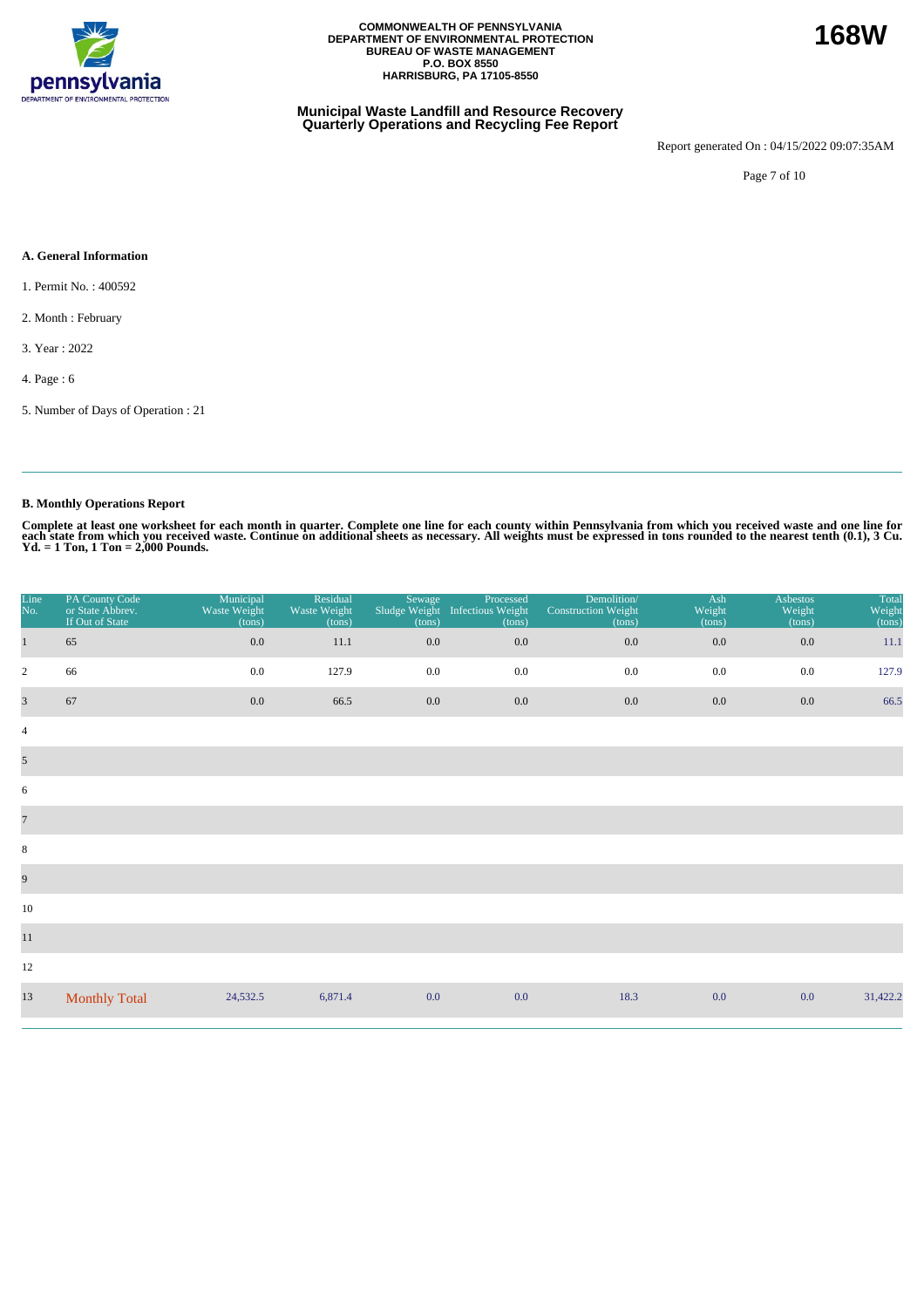COMMONWEALTH OF PENNSYLVANIA
DEPARTMENT OF ENVIRONMENTAL PROTECTION
BUREAU OF WASTE MANAGEMENT
P.O. BOX 8550
HARRISBURG, PA 17105-8550

**168W**

## Municipal Waste Landfill and Resource Recovery Quarterly Operations and Recycling Fee Report

Report generated On : 04/15/2022 09:07:35AM

### A. General Information

1. Permit No. : 400592

2. Month : February

3. Year : 2022

4. Page : 6

5. Number of Days of Operation : 21

### B. Monthly Operations Report

**Complete at least one worksheet for each month in quarter. Complete one line for each county within Pennsylvania from which you received waste and one line for each state from which you received waste. Continue on additional sheets as necessary. All weights must be expressed in tons rounded to the nearest tenth (0.1), 3 Cu. Yd. = 1 Ton, 1 Ton = 2,000 Pounds.**

| Line No. | PA County Code or State Abbrev. If Out of State | Municipal Waste Weight (tons) | Residual Waste Weight (tons) | Sewage Sludge Weight (tons) | Processed Infectious Weight (tons) | Demolition/ Construction Weight (tons) | Ash Weight (tons) | Asbestos Weight (tons) | Total Weight (tons) |
|---|---|---|---|---|---|---|---|---|---|
| 1 | 65 | 0.0 | 11.1 | 0.0 | 0.0 | 0.0 | 0.0 | 0.0 | 11.1 |
| 2 | 66 | 0.0 | 127.9 | 0.0 | 0.0 | 0.0 | 0.0 | 0.0 | 127.9 |
| 3 | 67 | 0.0 | 66.5 | 0.0 | 0.0 | 0.0 | 0.0 | 0.0 | 66.5 |
| 4 | | | | | | | | | |
| 5 | | | | | | | | | |
| 6 | | | | | | | | | |
| 7 | | | | | | | | | |
| 8 | | | | | | | | | |
| 9 | | | | | | | | | |
| 10 | | | | | | | | | |
| 11 | | | | | | | | | |
| 12 | | | | | | | | | |
| 13 | Monthly Total | 24,532.5 | 6,871.4 | 0.0 | 0.0 | 18.3 | 0.0 | 0.0 | 31,422.2 |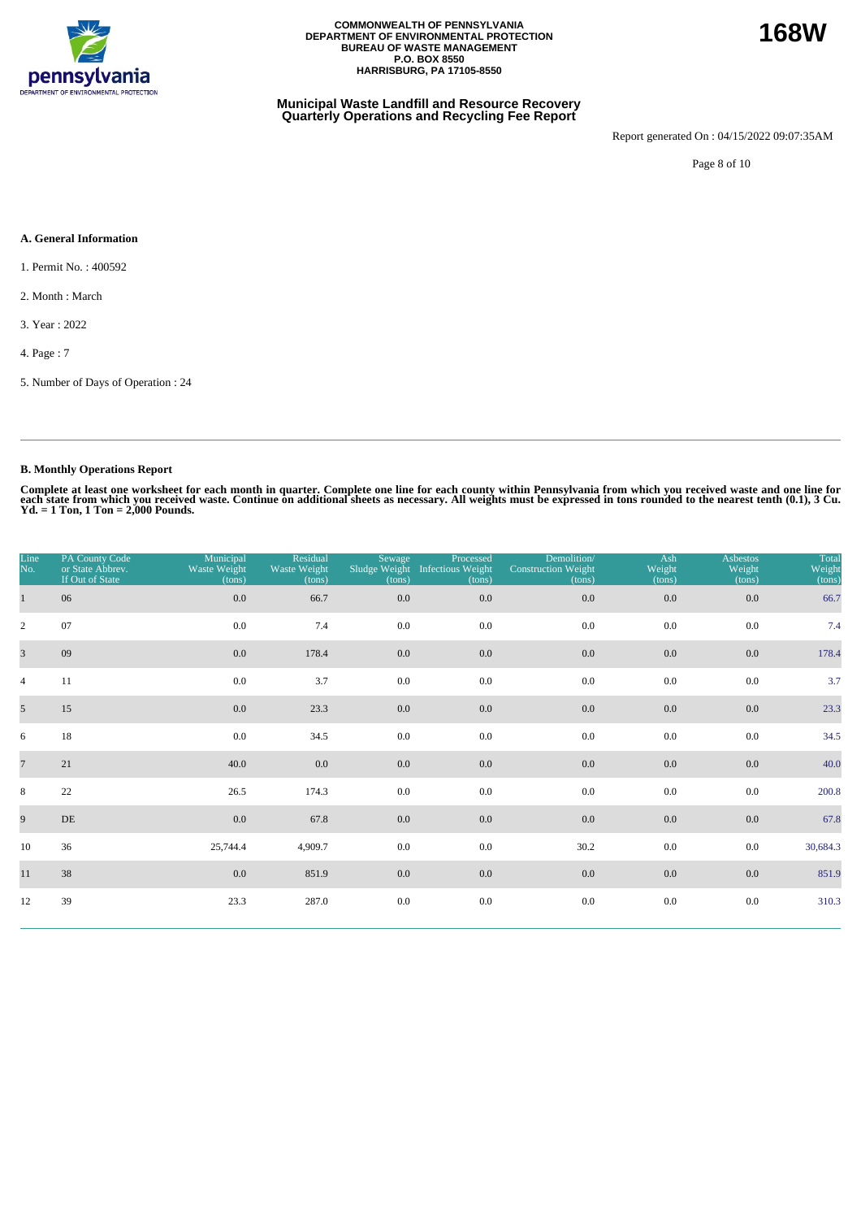COMMONWEALTH OF PENNSYLVANIA
DEPARTMENT OF ENVIRONMENTAL PROTECTION
BUREAU OF WASTE MANAGEMENT
P.O. BOX 8550
HARRISBURG, PA 17105-8550

**168W**

## Municipal Waste Landfill and Resource Recovery Quarterly Operations and Recycling Fee Report

Report generated On : 04/15/2022 09:07:35AM

### A. General Information

1. Permit No. : 400592

2. Month : March

3. Year : 2022

4. Page : 7

5. Number of Days of Operation : 24

### B. Monthly Operations Report

**Complete at least one worksheet for each month in quarter. Complete one line for each county within Pennsylvania from which you received waste and one line for each state from which you received waste. Continue on additional sheets as necessary. All weights must be expressed in tons rounded to the nearest tenth (0.1), 3 Cu. Yd. = 1 Ton, 1 Ton = 2,000 Pounds.**

| Line No. | PA County Code or State Abbrev. If Out of State | Municipal Waste Weight (tons) | Residual Waste Weight (tons) | Sewage Sludge Weight (tons) | Processed Infectious Weight (tons) | Demolition/ Construction Weight (tons) | Ash Weight (tons) | Asbestos Weight (tons) | Total Weight (tons) |
|---|---|---|---|---|---|---|---|---|---|
| 1 | 06 | 0.0 | 66.7 | 0.0 | 0.0 | 0.0 | 0.0 | 0.0 | 66.7 |
| 2 | 07 | 0.0 | 7.4 | 0.0 | 0.0 | 0.0 | 0.0 | 0.0 | 7.4 |
| 3 | 09 | 0.0 | 178.4 | 0.0 | 0.0 | 0.0 | 0.0 | 0.0 | 178.4 |
| 4 | 11 | 0.0 | 3.7 | 0.0 | 0.0 | 0.0 | 0.0 | 0.0 | 3.7 |
| 5 | 15 | 0.0 | 23.3 | 0.0 | 0.0 | 0.0 | 0.0 | 0.0 | 23.3 |
| 6 | 18 | 0.0 | 34.5 | 0.0 | 0.0 | 0.0 | 0.0 | 0.0 | 34.5 |
| 7 | 21 | 40.0 | 0.0 | 0.0 | 0.0 | 0.0 | 0.0 | 0.0 | 40.0 |
| 8 | 22 | 26.5 | 174.3 | 0.0 | 0.0 | 0.0 | 0.0 | 0.0 | 200.8 |
| 9 | DE | 0.0 | 67.8 | 0.0 | 0.0 | 0.0 | 0.0 | 0.0 | 67.8 |
| 10 | 36 | 25,744.4 | 4,909.7 | 0.0 | 0.0 | 30.2 | 0.0 | 0.0 | 30,684.3 |
| 11 | 38 | 0.0 | 851.9 | 0.0 | 0.0 | 0.0 | 0.0 | 0.0 | 851.9 |
| 12 | 39 | 23.3 | 287.0 | 0.0 | 0.0 | 0.0 | 0.0 | 0.0 | 310.3 |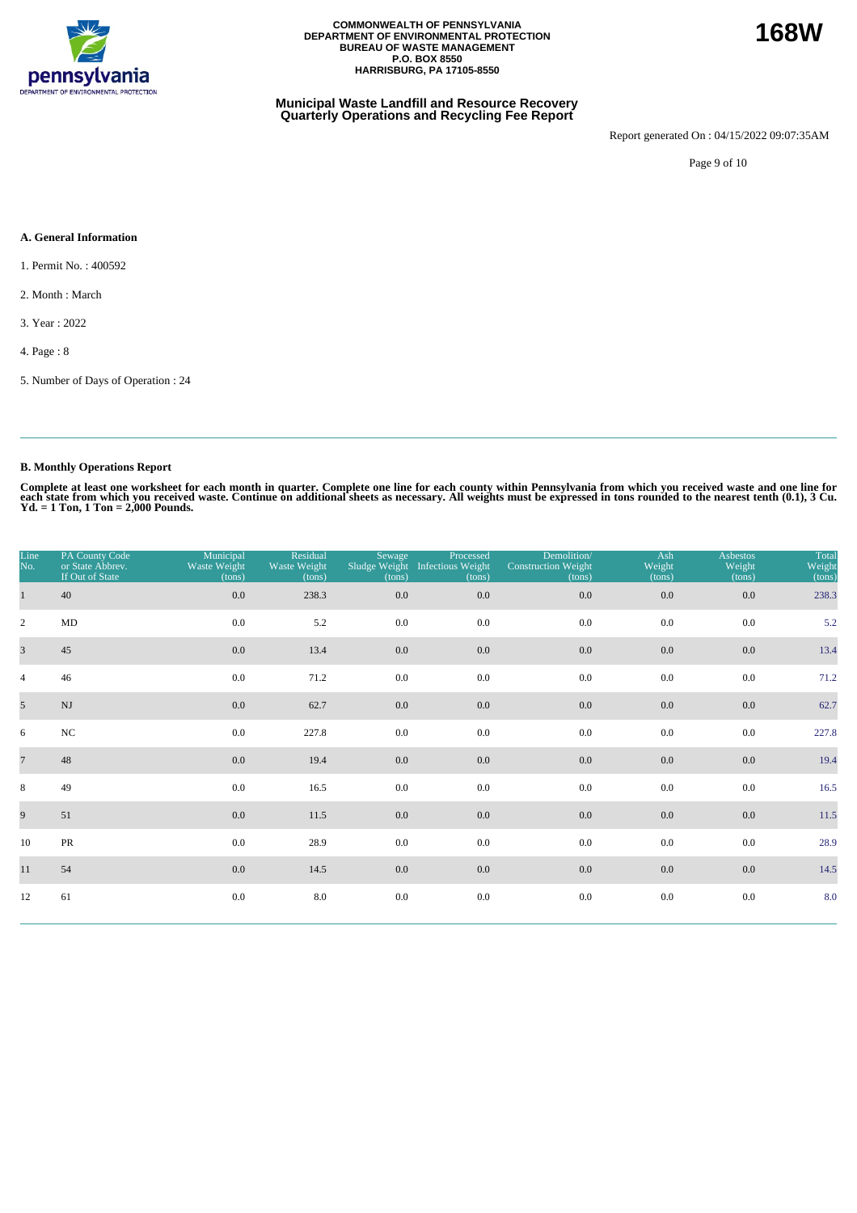COMMONWEALTH OF PENNSYLVANIA
DEPARTMENT OF ENVIRONMENTAL PROTECTION
BUREAU OF WASTE MANAGEMENT
P.O. BOX 8550
HARRISBURG, PA 17105-8550

**168W**

**Municipal Waste Landfill and Resource Recovery Quarterly Operations and Recycling Fee Report**

Report generated On : 04/15/2022 09:07:35AM

### A. General Information

1. Permit No. : 400592
2. Month : March
3. Year : 2022
4. Page : 8
5. Number of Days of Operation : 24

### B. Monthly Operations Report

**Complete at least one worksheet for each month in quarter. Complete one line for each county within Pennsylvania from which you received waste and one line for each state from which you received waste. Continue on additional sheets as necessary. All weights must be expressed in tons rounded to the nearest tenth (0.1), 3 Cu. Yd. = 1 Ton, 1 Ton = 2,000 Pounds.**

| Line No. | PA County Code or State Abbrev. If Out of State | Municipal Waste Weight (tons) | Residual Waste Weight (tons) | Sewage Sludge Weight (tons) | Processed Infectious Weight (tons) | Demolition/ Construction Weight (tons) | Ash Weight (tons) | Asbestos Weight (tons) | Total Weight (tons) |
|---|---|---|---|---|---|---|---|---|---|
| 1 | 40 | 0.0 | 238.3 | 0.0 | 0.0 | 0.0 | 0.0 | 0.0 | 238.3 |
| 2 | MD | 0.0 | 5.2 | 0.0 | 0.0 | 0.0 | 0.0 | 0.0 | 5.2 |
| 3 | 45 | 0.0 | 13.4 | 0.0 | 0.0 | 0.0 | 0.0 | 0.0 | 13.4 |
| 4 | 46 | 0.0 | 71.2 | 0.0 | 0.0 | 0.0 | 0.0 | 0.0 | 71.2 |
| 5 | NJ | 0.0 | 62.7 | 0.0 | 0.0 | 0.0 | 0.0 | 0.0 | 62.7 |
| 6 | NC | 0.0 | 227.8 | 0.0 | 0.0 | 0.0 | 0.0 | 0.0 | 227.8 |
| 7 | 48 | 0.0 | 19.4 | 0.0 | 0.0 | 0.0 | 0.0 | 0.0 | 19.4 |
| 8 | 49 | 0.0 | 16.5 | 0.0 | 0.0 | 0.0 | 0.0 | 0.0 | 16.5 |
| 9 | 51 | 0.0 | 11.5 | 0.0 | 0.0 | 0.0 | 0.0 | 0.0 | 11.5 |
| 10 | PR | 0.0 | 28.9 | 0.0 | 0.0 | 0.0 | 0.0 | 0.0 | 28.9 |
| 11 | 54 | 0.0 | 14.5 | 0.0 | 0.0 | 0.0 | 0.0 | 0.0 | 14.5 |
| 12 | 61 | 0.0 | 8.0 | 0.0 | 0.0 | 0.0 | 0.0 | 0.0 | 8.0 |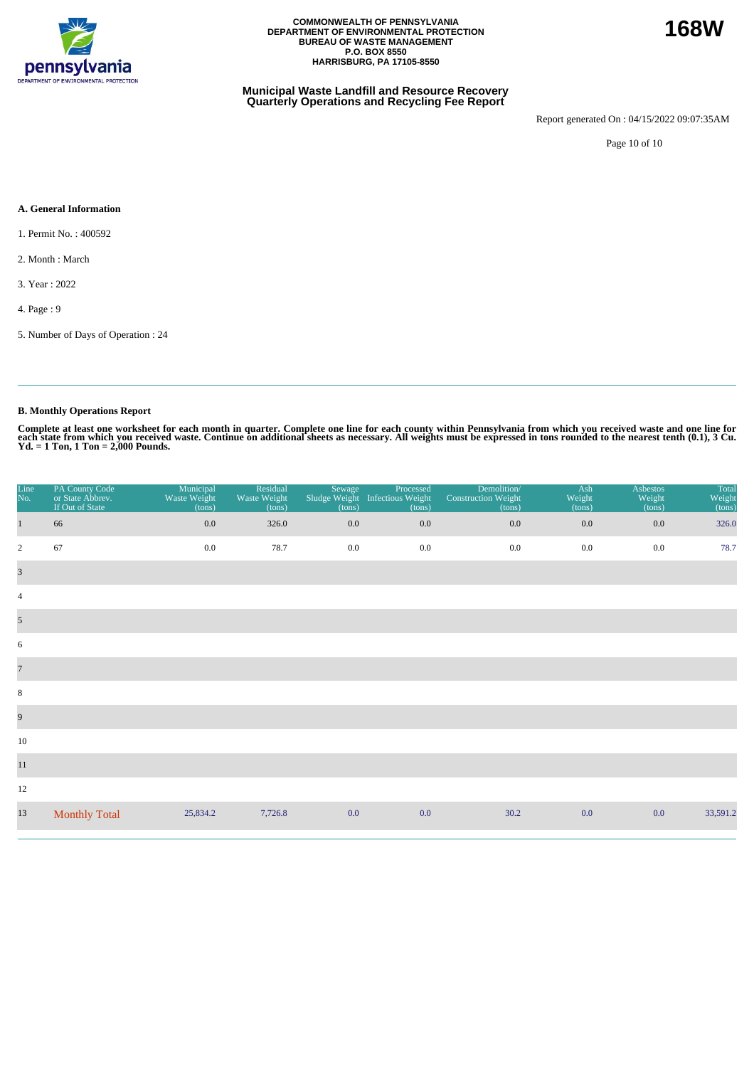COMMONWEALTH OF PENNSYLVANIA
DEPARTMENT OF ENVIRONMENTAL PROTECTION
BUREAU OF WASTE MANAGEMENT
P.O. BOX 8550
HARRISBURG, PA 17105-8550

**168W**

## Municipal Waste Landfill and Resource Recovery Quarterly Operations and Recycling Fee Report

Report generated On : 04/15/2022 09:07:35AM

### A. General Information

1. Permit No. : 400592

2. Month : March

3. Year : 2022

4. Page : 9

5. Number of Days of Operation : 24

### B. Monthly Operations Report

**Complete at least one worksheet for each month in quarter. Complete one line for each county within Pennsylvania from which you received waste and one line for each state from which you received waste. Continue on additional sheets as necessary. All weights must be expressed in tons rounded to the nearest tenth (0.1), 3 Cu. Yd. = 1 Ton, 1 Ton = 2,000 Pounds.**

| Line No. | PA County Code or State Abbrev. If Out of State | Municipal Waste Weight (tons) | Residual Waste Weight (tons) | Sewage Sludge Weight (tons) | Processed Infectious Weight (tons) | Demolition/ Construction Weight (tons) | Ash Weight (tons) | Asbestos Weight (tons) | Total Weight (tons) |
|---|---|---|---|---|---|---|---|---|---|
| 1 | 66 | 0.0 | 326.0 | 0.0 | 0.0 | 0.0 | 0.0 | 0.0 | 326.0 |
| 2 | 67 | 0.0 | 78.7 | 0.0 | 0.0 | 0.0 | 0.0 | 0.0 | 78.7 |
| 3 | | | | | | | | | |
| 4 | | | | | | | | | |
| 5 | | | | | | | | | |
| 6 | | | | | | | | | |
| 7 | | | | | | | | | |
| 8 | | | | | | | | | |
| 9 | | | | | | | | | |
| 10 | | | | | | | | | |
| 11 | | | | | | | | | |
| 12 | | | | | | | | | |
| 13 | Monthly Total | 25,834.2 | 7,726.8 | 0.0 | 0.0 | 30.2 | 0.0 | 0.0 | 33,591.2 |